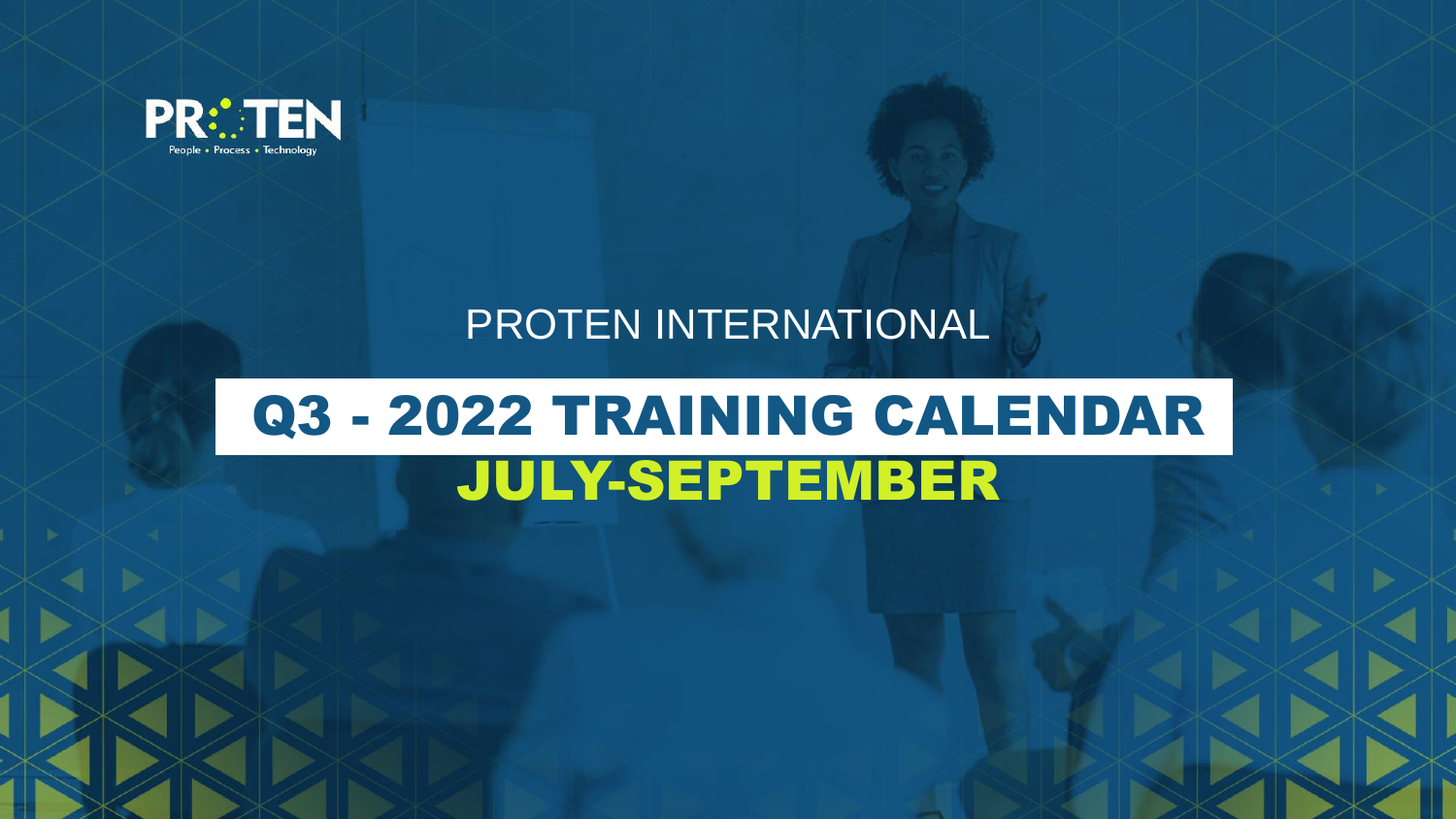PROTEN

People • Process • Technology

PROTEN INTERNATIONAL

# Q3 - 2022 TRAINING CALENDAR

## JULY-SEPTEMBER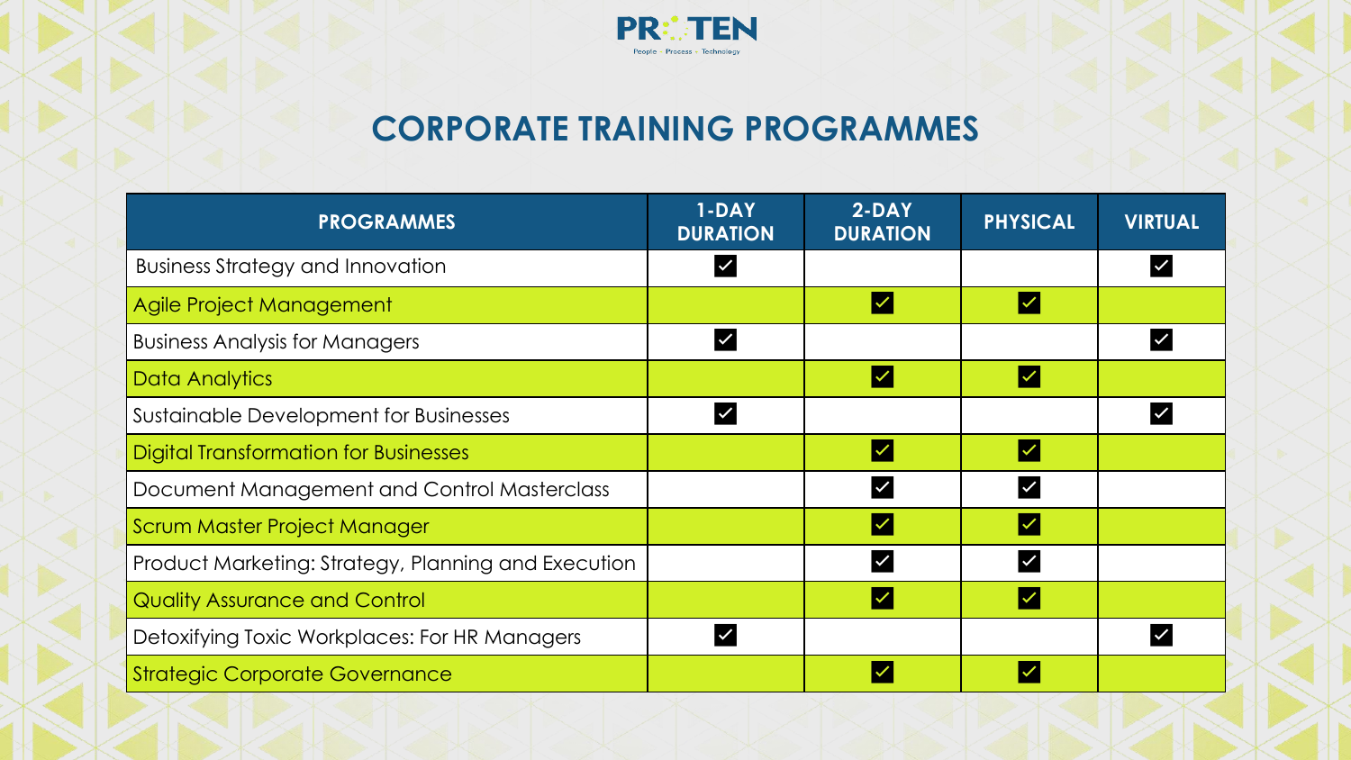## CORPORATE TRAINING PROGRAMMES

| PROGRAMMES | 1-DAY DURATION | 2-DAY DURATION | PHYSICAL | VIRTUAL |
|---|---|---|---|---|
| Business Strategy and Innovation | ✓ | | | ✓ |
| Agile Project Management | | ✓ | ✓ | |
| Business Analysis for Managers | ✓ | | | ✓ |
| Data Analytics | | ✓ | ✓ | |
| Sustainable Development for Businesses | ✓ | | | ✓ |
| Digital Transformation for Businesses | | ✓ | ✓ | |
| Document Management and Control Masterclass | | ✓ | ✓ | |
| Scrum Master Project Manager | | ✓ | ✓ | |
| Product Marketing: Strategy, Planning and Execution | | ✓ | ✓ | |
| Quality Assurance and Control | | ✓ | ✓ | |
| Detoxifying Toxic Workplaces: For HR Managers | ✓ | | | ✓ |
| Strategic Corporate Governance | | ✓ | ✓ | |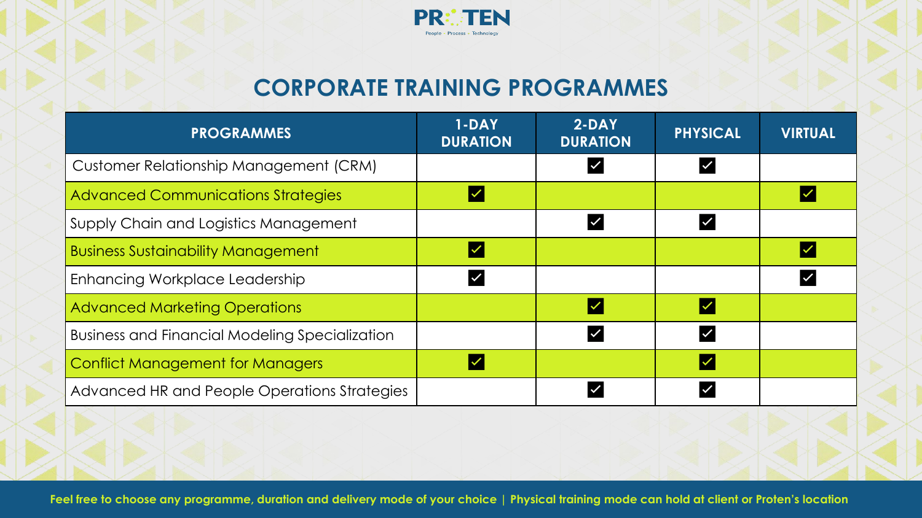PROTEN

People • Process • Technology

# CORPORATE TRAINING PROGRAMMES

| PROGRAMMES | 1-DAY DURATION | 2-DAY DURATION | PHYSICAL | VIRTUAL |
|---|---|---|---|---|
| Customer Relationship Management (CRM) | | ✓ | ✓ | |
| Advanced Communications Strategies | ✓ | | | ✓ |
| Supply Chain and Logistics Management | | ✓ | ✓ | |
| Business Sustainability Management | ✓ | | | ✓ |
| Enhancing Workplace Leadership | ✓ | | | ✓ |
| Advanced Marketing Operations | | ✓ | ✓ | |
| Business and Financial Modeling Specialization | | ✓ | ✓ | |
| Conflict Management for Managers | ✓ | | ✓ | |
| Advanced HR and People Operations Strategies | | ✓ | ✓ | |

**Feel free to choose any programme, duration and delivery mode of your choice | Physical training mode can hold at client or Proten's location**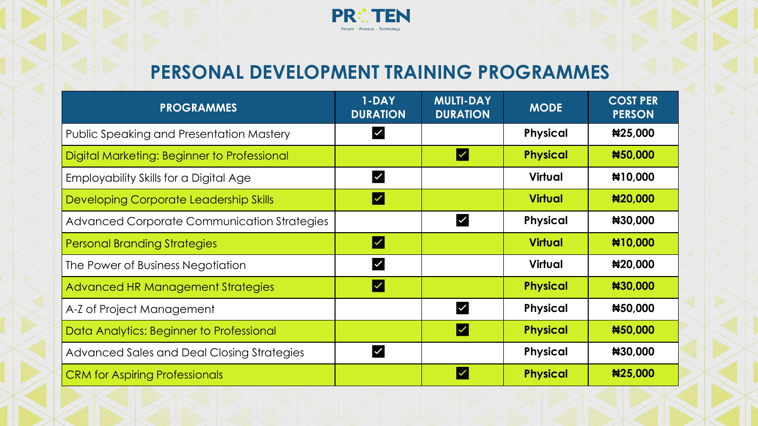# PERSONAL DEVELOPMENT TRAINING PROGRAMMES

| PROGRAMMES | 1-DAY DURATION | MULTI-DAY DURATION | MODE | COST PER PERSON |
|---|---|---|---|---|
| Public Speaking and Presentation Mastery | ☑ | | Physical | ₦25,000 |
| Digital Marketing: Beginner to Professional | | ☑ | Physical | ₦50,000 |
| Employability Skills for a Digital Age | ☑ | | Virtual | ₦10,000 |
| Developing Corporate Leadership Skills | ☑ | | Virtual | ₦20,000 |
| Advanced Corporate Communication Strategies | | ☑ | Physical | ₦30,000 |
| Personal Branding Strategies | ☑ | | Virtual | ₦10,000 |
| The Power of Business Negotiation | ☑ | | Virtual | ₦20,000 |
| Advanced HR Management Strategies | ☑ | | Physical | ₦30,000 |
| A-Z of Project Management | | ☑ | Physical | ₦50,000 |
| Data Analytics: Beginner to Professional | | ☑ | Physical | ₦50,000 |
| Advanced Sales and Deal Closing Strategies | ☑ | | Physical | ₦30,000 |
| CRM for Aspiring Professionals | | ☑ | Physical | ₦25,000 |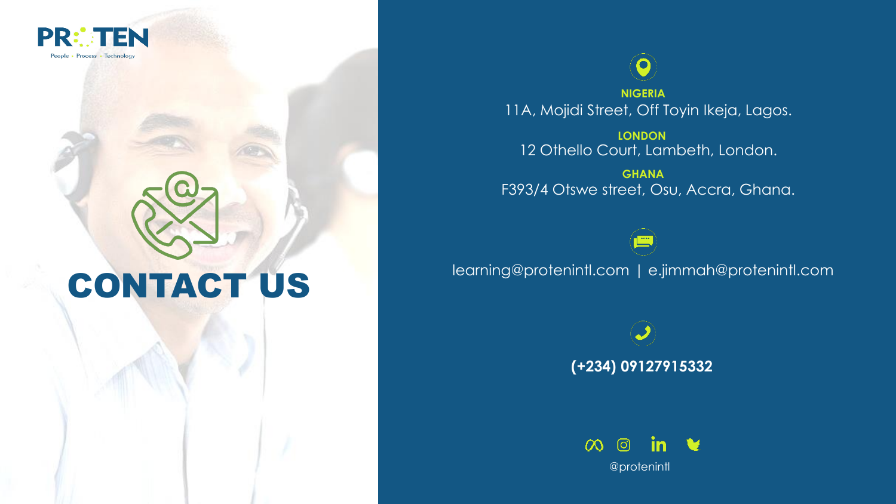PROTEN

People • Process • Technology

# CONTACT US

**NIGERIA**
11A, Mojidi Street, Off Toyin Ikeja, Lagos.

**LONDON**
12 Othello Court, Lambeth, London.

**GHANA**
F393/4 Otswe street, Osu, Accra, Ghana.

learning@protenintl.com | e.jimmah@protenintl.com

**(+234) 09127915332**

@protenintl